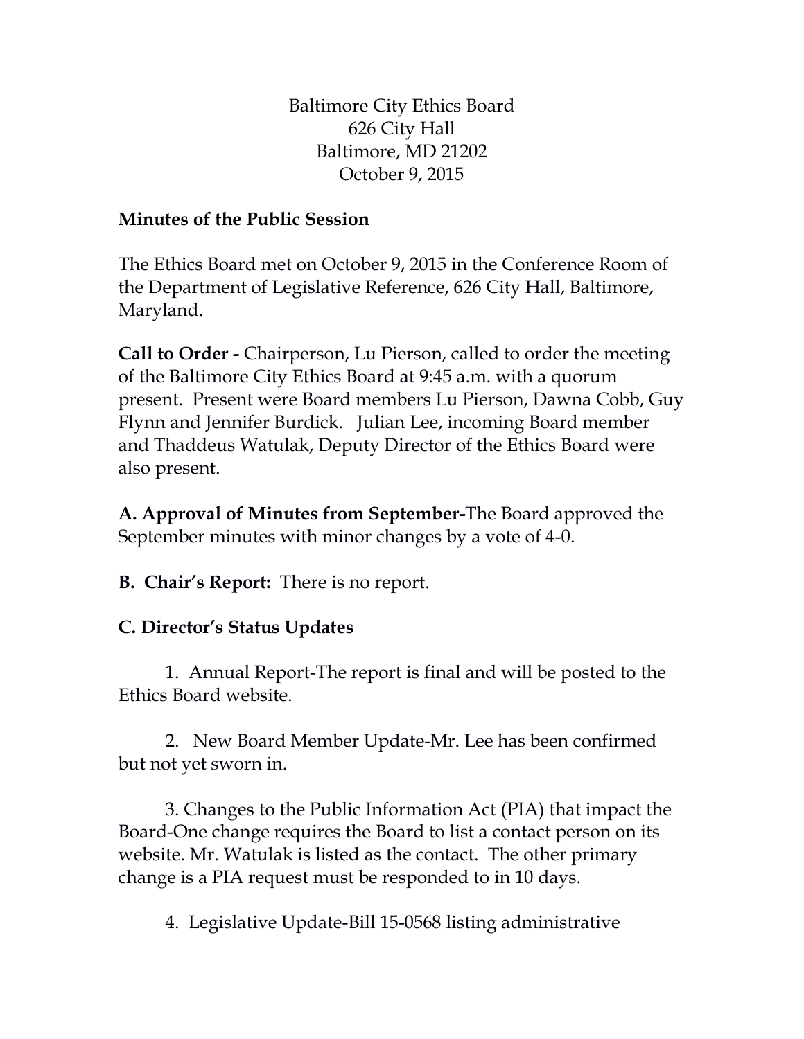Baltimore City Ethics Board
626 City Hall
Baltimore, MD 21202
October 9, 2015

**Minutes of the Public Session**

The Ethics Board met on October 9, 2015 in the Conference Room of the Department of Legislative Reference, 626 City Hall, Baltimore, Maryland.

**Call to Order -** Chairperson, Lu Pierson, called to order the meeting of the Baltimore City Ethics Board at 9:45 a.m. with a quorum present. Present were Board members Lu Pierson, Dawna Cobb, Guy Flynn and Jennifer Burdick. Julian Lee, incoming Board member and Thaddeus Watulak, Deputy Director of the Ethics Board were also present.

**A. Approval of Minutes from September-**The Board approved the September minutes with minor changes by a vote of 4-0.

**B. Chair's Report:** There is no report.

**C. Director's Status Updates**

1. Annual Report-The report is final and will be posted to the Ethics Board website.

2. New Board Member Update-Mr. Lee has been confirmed but not yet sworn in.

3. Changes to the Public Information Act (PIA) that impact the Board-One change requires the Board to list a contact person on its website. Mr. Watulak is listed as the contact. The other primary change is a PIA request must be responded to in 10 days.

4. Legislative Update-Bill 15-0568 listing administrative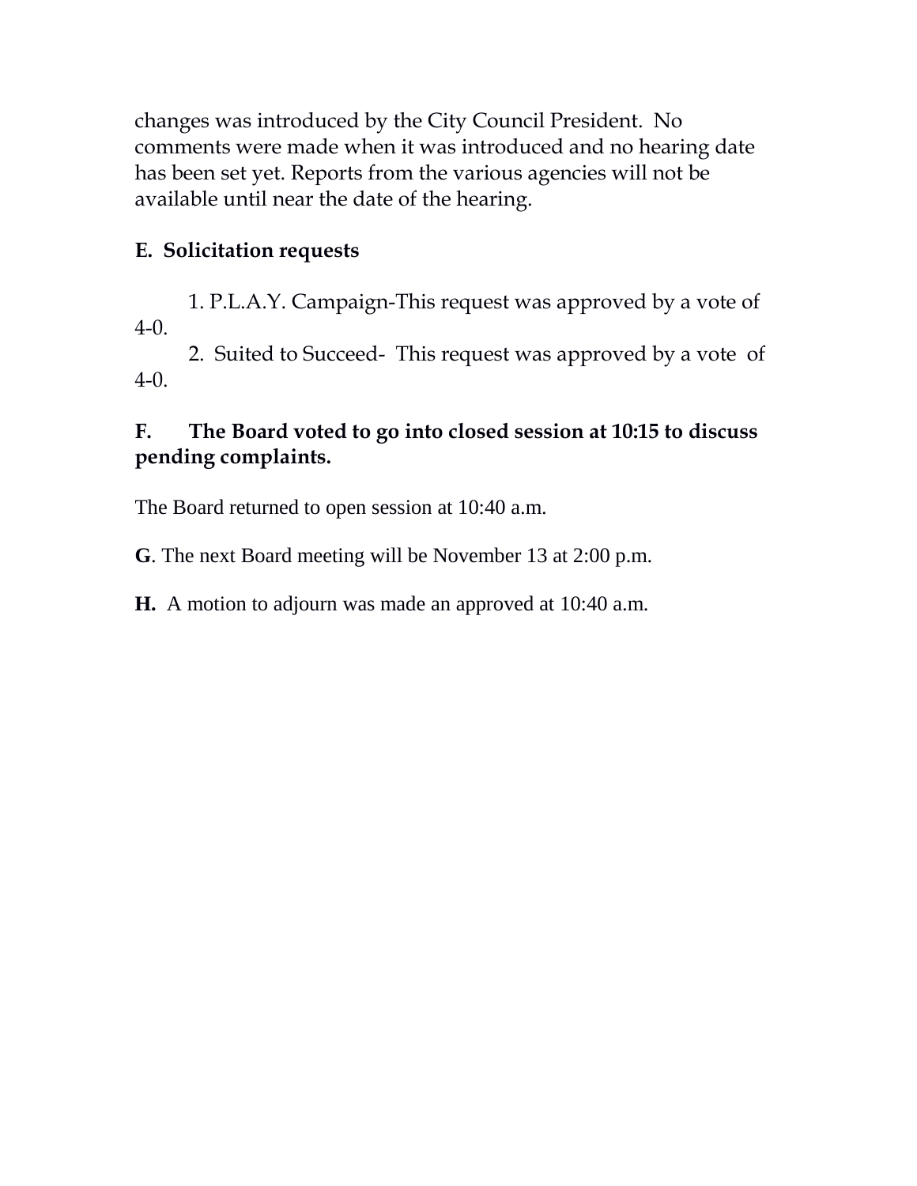changes was introduced by the City Council President. No comments were made when it was introduced and no hearing date has been set yet. Reports from the various agencies will not be available until near the date of the hearing.

**E. Solicitation requests**

1. P.L.A.Y. Campaign-This request was approved by a vote of 4-0.
2. Suited to Succeed- This request was approved by a vote of 4-0.

**F. The Board voted to go into closed session at 10:15 to discuss pending complaints.**

The Board returned to open session at 10:40 a.m.

**G**. The next Board meeting will be November 13 at 2:00 p.m.

**H.** A motion to adjourn was made an approved at 10:40 a.m.